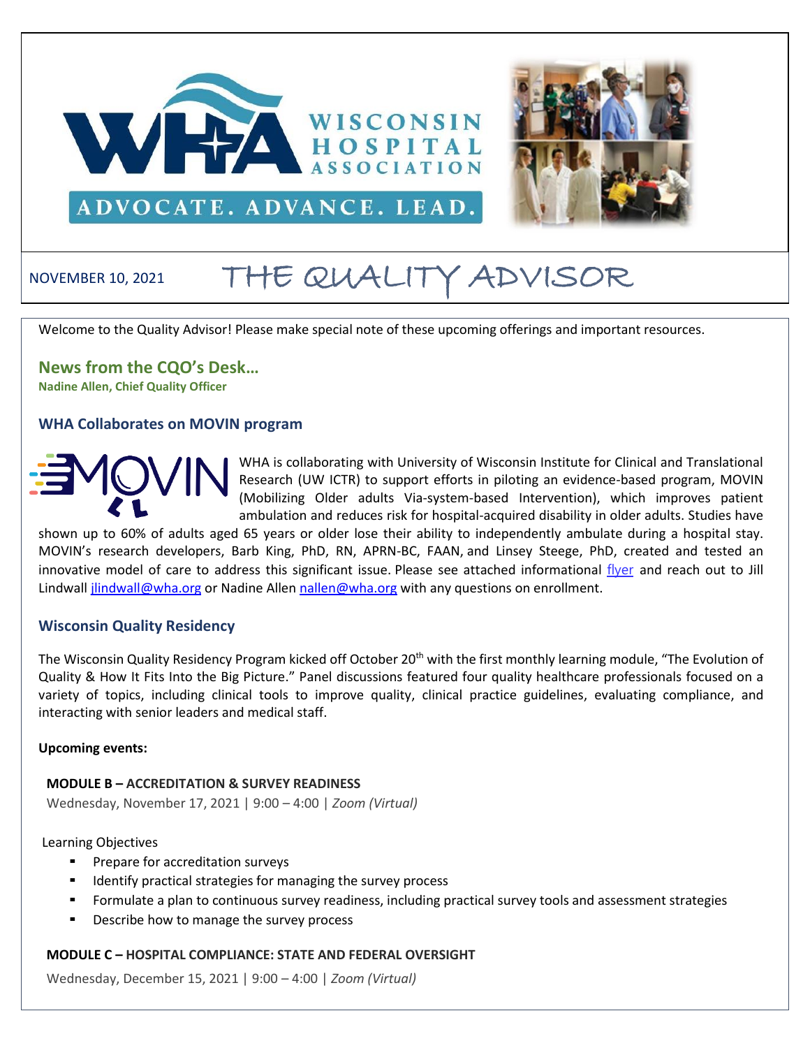NOVEMBER 10, 2021

# THE QUALITY ADVISOR

Welcome to the Quality Advisor! Please make special note of these upcoming offerings and important resources.

## News from the CQO's Desk…

**Nadine Allen, Chief Quality Officer**

### WHA Collaborates on MOVIN program

WHA is collaborating with University of Wisconsin Institute for Clinical and Translational Research (UW ICTR) to support efforts in piloting an evidence-based program, MOVIN (Mobilizing Older adults Via-system-based Intervention), which improves patient ambulation and reduces risk for hospital-acquired disability in older adults. Studies have shown up to 60% of adults aged 65 years or older lose their ability to independently ambulate during a hospital stay. MOVIN's research developers, Barb King, PhD, RN, APRN-BC, FAAN, and Linsey Steege, PhD, created and tested an innovative model of care to address this significant issue. Please see attached informational flyer and reach out to Jill Lindwall jlindwall@wha.org or Nadine Allen nallen@wha.org with any questions on enrollment.

### Wisconsin Quality Residency

The Wisconsin Quality Residency Program kicked off October 20th with the first monthly learning module, "The Evolution of Quality & How It Fits Into the Big Picture." Panel discussions featured four quality healthcare professionals focused on a variety of topics, including clinical tools to improve quality, clinical practice guidelines, evaluating compliance, and interacting with senior leaders and medical staff.

**Upcoming events:**

**MODULE B – ACCREDITATION & SURVEY READINESS**

Wednesday, November 17, 2021 | 9:00 – 4:00 | *Zoom (Virtual)*

Learning Objectives

- Prepare for accreditation surveys
- Identify practical strategies for managing the survey process
- Formulate a plan to continuous survey readiness, including practical survey tools and assessment strategies
- Describe how to manage the survey process

**MODULE C – HOSPITAL COMPLIANCE: STATE AND FEDERAL OVERSIGHT**

Wednesday, December 15, 2021 | 9:00 – 4:00 | *Zoom (Virtual)*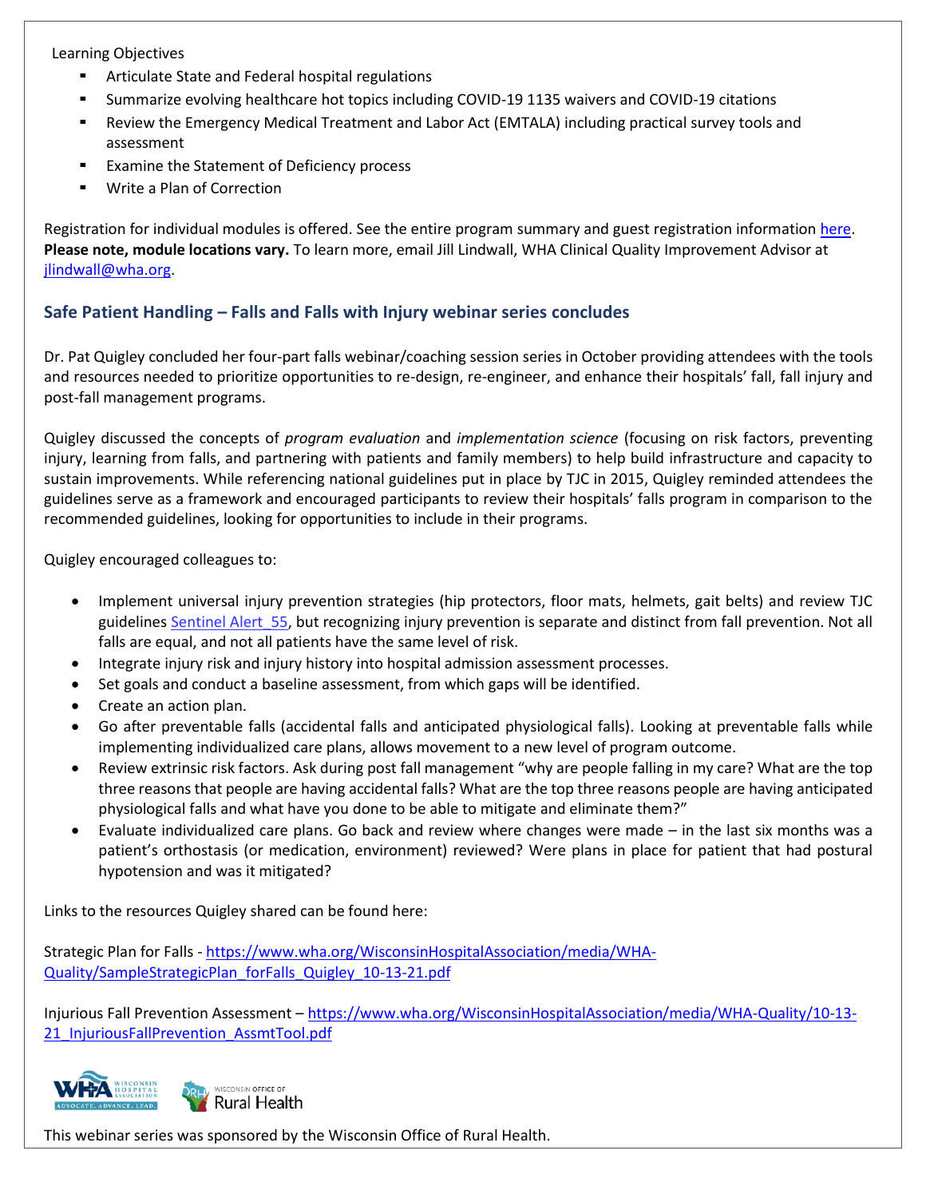Learning Objectives

- Articulate State and Federal hospital regulations
- Summarize evolving healthcare hot topics including COVID-19 1135 waivers and COVID-19 citations
- Review the Emergency Medical Treatment and Labor Act (EMTALA) including practical survey tools and assessment
- Examine the Statement of Deficiency process
- Write a Plan of Correction

Registration for individual modules is offered. See the entire program summary and guest registration information here. **Please note, module locations vary.** To learn more, email Jill Lindwall, WHA Clinical Quality Improvement Advisor at jlindwall@wha.org.

## Safe Patient Handling – Falls and Falls with Injury webinar series concludes

Dr. Pat Quigley concluded her four-part falls webinar/coaching session series in October providing attendees with the tools and resources needed to prioritize opportunities to re-design, re-engineer, and enhance their hospitals' fall, fall injury and post-fall management programs.

Quigley discussed the concepts of *program evaluation* and *implementation science* (focusing on risk factors, preventing injury, learning from falls, and partnering with patients and family members) to help build infrastructure and capacity to sustain improvements. While referencing national guidelines put in place by TJC in 2015, Quigley reminded attendees the guidelines serve as a framework and encouraged participants to review their hospitals' falls program in comparison to the recommended guidelines, looking for opportunities to include in their programs.

Quigley encouraged colleagues to:

- Implement universal injury prevention strategies (hip protectors, floor mats, helmets, gait belts) and review TJC guidelines Sentinel Alert_55, but recognizing injury prevention is separate and distinct from fall prevention. Not all falls are equal, and not all patients have the same level of risk.
- Integrate injury risk and injury history into hospital admission assessment processes.
- Set goals and conduct a baseline assessment, from which gaps will be identified.
- Create an action plan.
- Go after preventable falls (accidental falls and anticipated physiological falls). Looking at preventable falls while implementing individualized care plans, allows movement to a new level of program outcome.
- Review extrinsic risk factors. Ask during post fall management "why are people falling in my care? What are the top three reasons that people are having accidental falls? What are the top three reasons people are having anticipated physiological falls and what have you done to be able to mitigate and eliminate them?"
- Evaluate individualized care plans. Go back and review where changes were made – in the last six months was a patient's orthostasis (or medication, environment) reviewed? Were plans in place for patient that had postural hypotension and was it mitigated?

Links to the resources Quigley shared can be found here:

Strategic Plan for Falls - https://www.wha.org/WisconsinHospitalAssociation/media/WHA-Quality/SampleStrategicPlan_forFalls_Quigley_10-13-21.pdf

Injurious Fall Prevention Assessment – https://www.wha.org/WisconsinHospitalAssociation/media/WHA-Quality/10-13-21_InjuriousFallPrevention_AssmtTool.pdf

This webinar series was sponsored by the Wisconsin Office of Rural Health.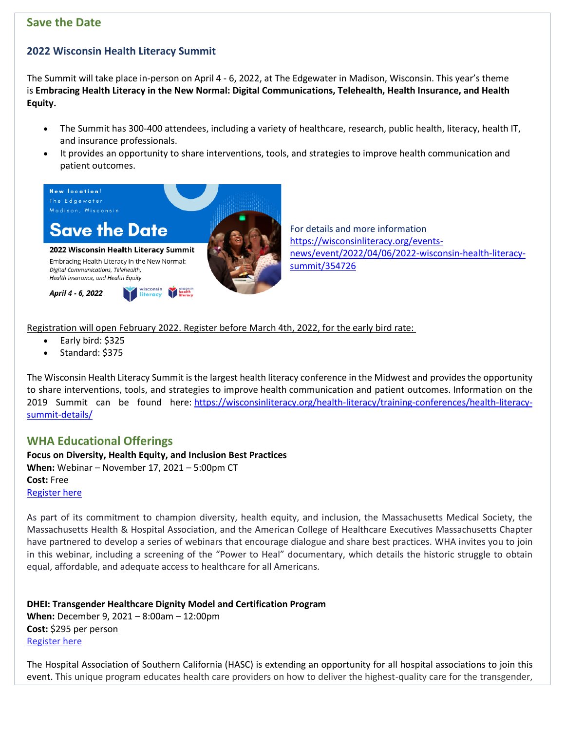## Save the Date

### 2022 Wisconsin Health Literacy Summit

The Summit will take place in-person on April 4 - 6, 2022, at The Edgewater in Madison, Wisconsin. This year's theme is **Embracing Health Literacy in the New Normal: Digital Communications, Telehealth, Health Insurance, and Health Equity.**

- The Summit has 300-400 attendees, including a variety of healthcare, research, public health, literacy, health IT, and insurance professionals.
- It provides an opportunity to share interventions, tools, and strategies to improve health communication and patient outcomes.

New location!
The Edgewater
Madison, Wisconsin

**Save the Date**

**2022 Wisconsin Health Literacy Summit**

Embracing Health Literacy in the New Normal:
*Digital Communications, Telehealth, Health Insurance, and Health Equity*

***April 4 - 6, 2022***

For details and more information https://wisconsinliteracy.org/events-news/event/2022/04/06/2022-wisconsin-health-literacy-summit/354726

Registration will open February 2022. Register before March 4th, 2022, for the early bird rate:

- Early bird: $325
- Standard: $375

The Wisconsin Health Literacy Summit is the largest health literacy conference in the Midwest and provides the opportunity to share interventions, tools, and strategies to improve health communication and patient outcomes. Information on the 2019 Summit can be found here: https://wisconsinliteracy.org/health-literacy/training-conferences/health-literacy-summit-details/

## WHA Educational Offerings

**Focus on Diversity, Health Equity, and Inclusion Best Practices**
**When:** Webinar – November 17, 2021 – 5:00pm CT
**Cost:** Free
Register here

As part of its commitment to champion diversity, health equity, and inclusion, the Massachusetts Medical Society, the Massachusetts Health & Hospital Association, and the American College of Healthcare Executives Massachusetts Chapter have partnered to develop a series of webinars that encourage dialogue and share best practices. WHA invites you to join in this webinar, including a screening of the "Power to Heal" documentary, which details the historic struggle to obtain equal, affordable, and adequate access to healthcare for all Americans.

**DHEI: Transgender Healthcare Dignity Model and Certification Program**
**When:** December 9, 2021 – 8:00am – 12:00pm
**Cost:** $295 per person
Register here

The Hospital Association of Southern California (HASC) is extending an opportunity for all hospital associations to join this event. This unique program educates health care providers on how to deliver the highest-quality care for the transgender,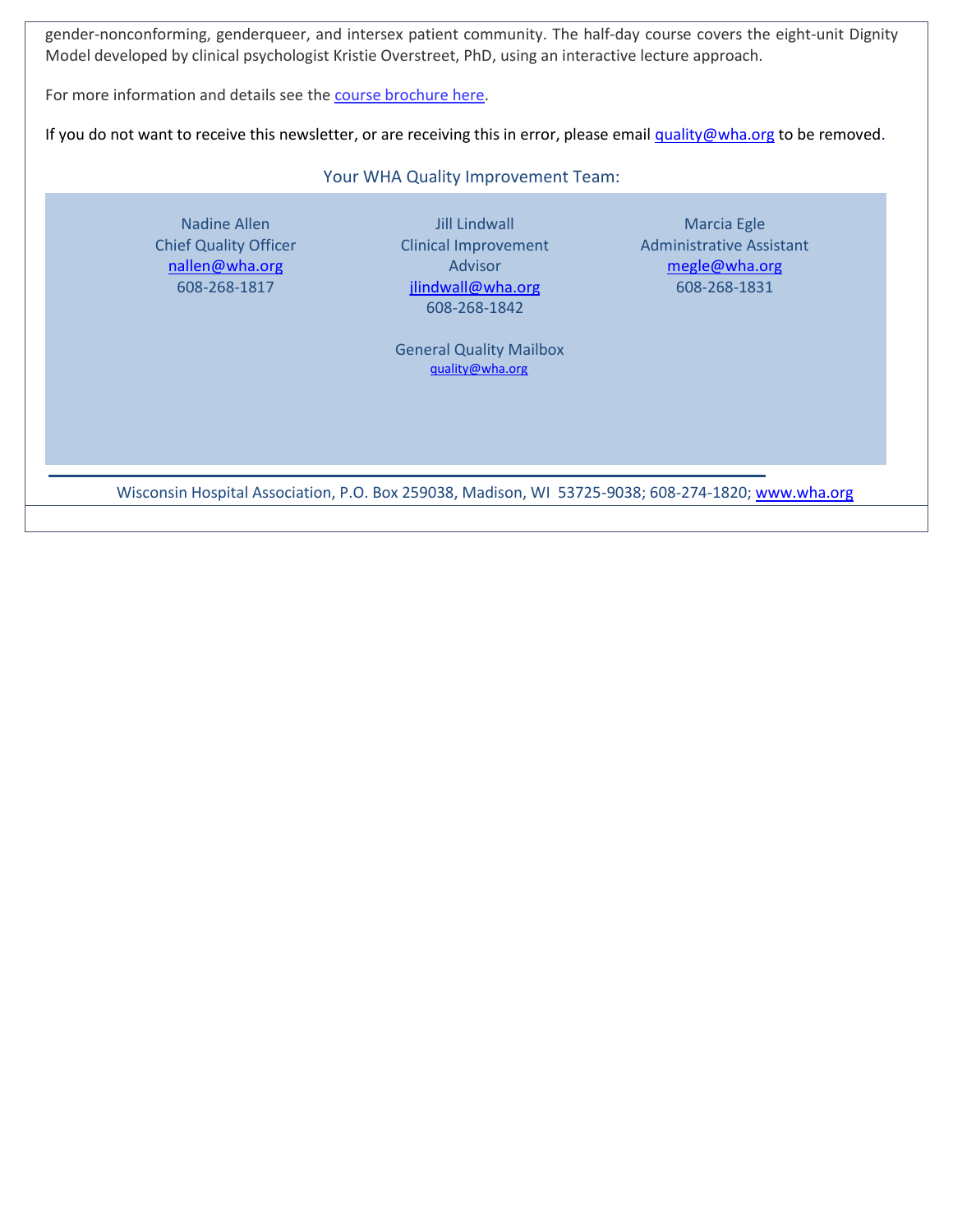gender-nonconforming, genderqueer, and intersex patient community. The half-day course covers the eight-unit Dignity Model developed by clinical psychologist Kristie Overstreet, PhD, using an interactive lecture approach.

For more information and details see the [course brochure here](#).

If you do not want to receive this newsletter, or are receiving this in error, please email [quality@wha.org](mailto:quality@wha.org) to be removed.

Your WHA Quality Improvement Team:

| | | |
|---|---|---|
| Nadine Allen<br>Chief Quality Officer<br>[nallen@wha.org](mailto:nallen@wha.org)<br>608-268-1817 | Jill Lindwall<br>Clinical Improvement Advisor<br>[jlindwall@wha.org](mailto:jlindwall@wha.org)<br>608-268-1842 | Marcia Egle<br>Administrative Assistant<br>[megle@wha.org](mailto:megle@wha.org)<br>608-268-1831 |

General Quality Mailbox
[quality@wha.org](mailto:quality@wha.org)

Wisconsin Hospital Association, P.O. Box 259038, Madison, WI 53725-9038; 608-274-1820; [www.wha.org](http://www.wha.org)